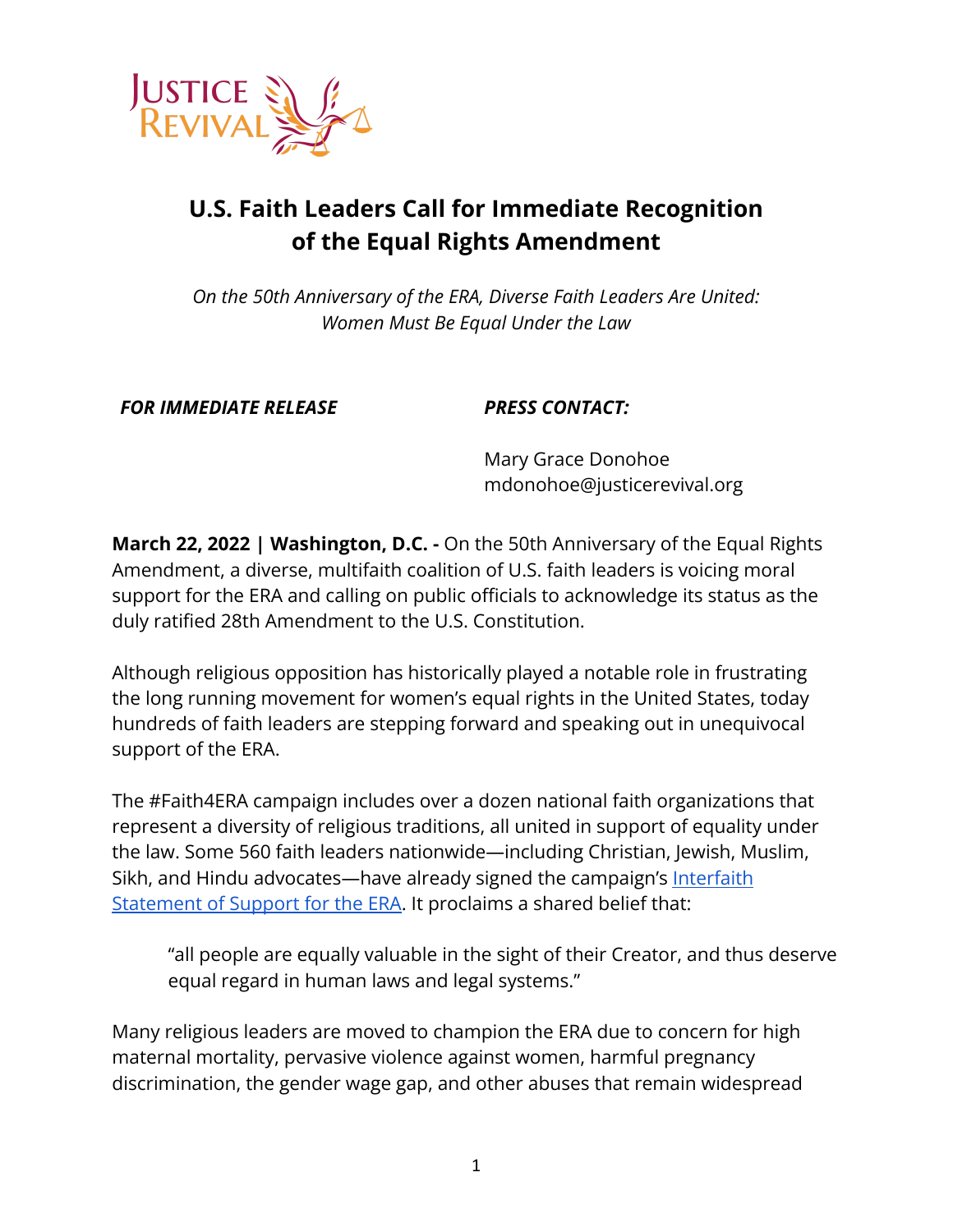Justice Revival

# U.S. Faith Leaders Call for Immediate Recognition of the Equal Rights Amendment

*On the 50th Anniversary of the ERA, Diverse Faith Leaders Are United: Women Must Be Equal Under the Law*

***FOR IMMEDIATE RELEASE***

***PRESS CONTACT:***

Mary Grace Donohoe
mdonohoe@justicerevival.org

**March 22, 2022 | Washington, D.C. -** On the 50th Anniversary of the Equal Rights Amendment, a diverse, multifaith coalition of U.S. faith leaders is voicing moral support for the ERA and calling on public officials to acknowledge its status as the duly ratified 28th Amendment to the U.S. Constitution.

Although religious opposition has historically played a notable role in frustrating the long running movement for women's equal rights in the United States, today hundreds of faith leaders are stepping forward and speaking out in unequivocal support of the ERA.

The #Faith4ERA campaign includes over a dozen national faith organizations that represent a diversity of religious traditions, all united in support of equality under the law. Some 560 faith leaders nationwide—including Christian, Jewish, Muslim, Sikh, and Hindu advocates—have already signed the campaign's [Interfaith Statement of Support for the ERA](). It proclaims a shared belief that:

> "all people are equally valuable in the sight of their Creator, and thus deserve equal regard in human laws and legal systems."

Many religious leaders are moved to champion the ERA due to concern for high maternal mortality, pervasive violence against women, harmful pregnancy discrimination, the gender wage gap, and other abuses that remain widespread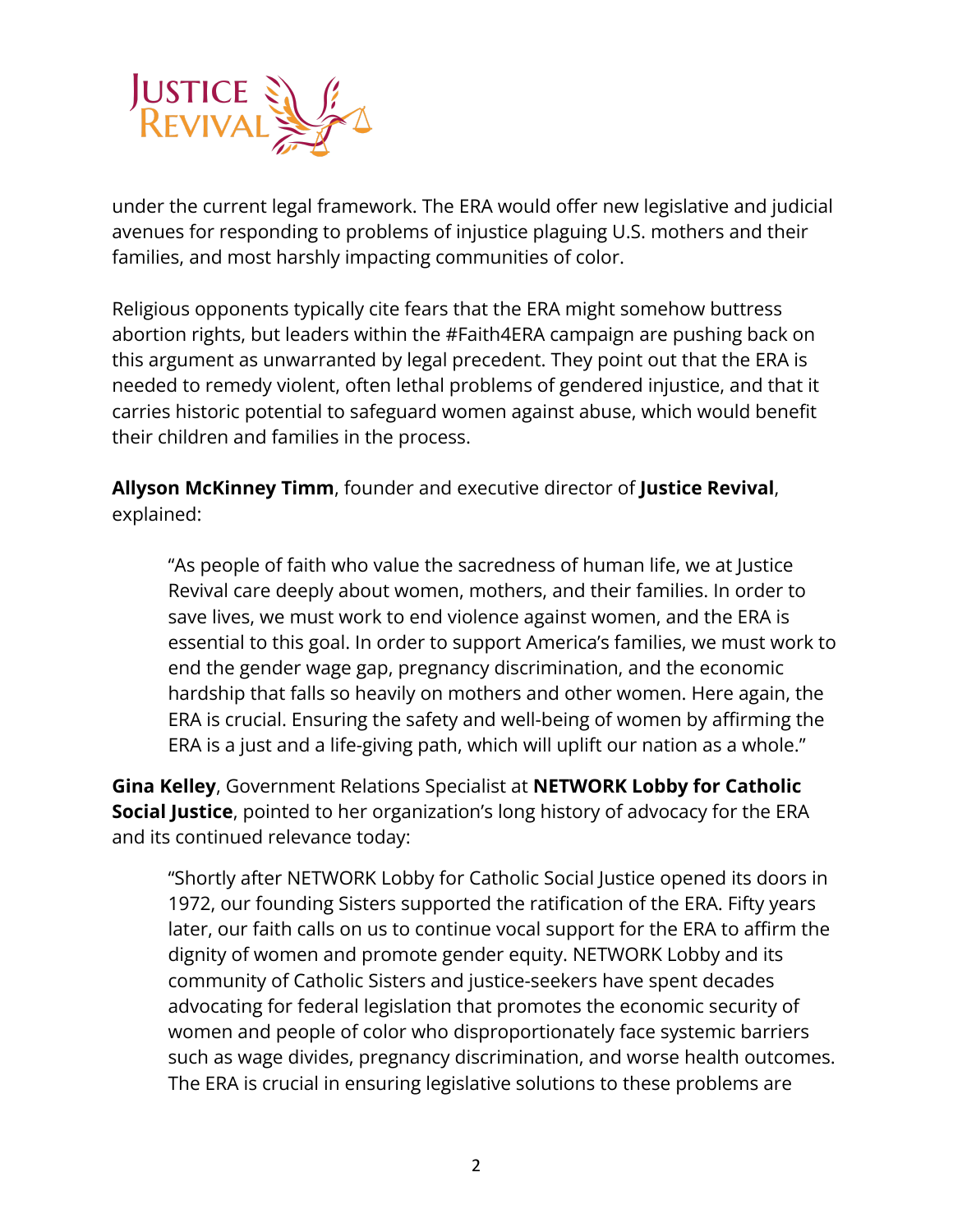under the current legal framework. The ERA would offer new legislative and judicial avenues for responding to problems of injustice plaguing U.S. mothers and their families, and most harshly impacting communities of color.

Religious opponents typically cite fears that the ERA might somehow buttress abortion rights, but leaders within the #Faith4ERA campaign are pushing back on this argument as unwarranted by legal precedent. They point out that the ERA is needed to remedy violent, often lethal problems of gendered injustice, and that it carries historic potential to safeguard women against abuse, which would benefit their children and families in the process.

**Allyson McKinney Timm**, founder and executive director of **Justice Revival**, explained:

> "As people of faith who value the sacredness of human life, we at Justice Revival care deeply about women, mothers, and their families. In order to save lives, we must work to end violence against women, and the ERA is essential to this goal. In order to support America's families, we must work to end the gender wage gap, pregnancy discrimination, and the economic hardship that falls so heavily on mothers and other women. Here again, the ERA is crucial. Ensuring the safety and well-being of women by affirming the ERA is a just and a life-giving path, which will uplift our nation as a whole."

**Gina Kelley**, Government Relations Specialist at **NETWORK Lobby for Catholic Social Justice**, pointed to her organization's long history of advocacy for the ERA and its continued relevance today:

> "Shortly after NETWORK Lobby for Catholic Social Justice opened its doors in 1972, our founding Sisters supported the ratification of the ERA. Fifty years later, our faith calls on us to continue vocal support for the ERA to affirm the dignity of women and promote gender equity. NETWORK Lobby and its community of Catholic Sisters and justice-seekers have spent decades advocating for federal legislation that promotes the economic security of women and people of color who disproportionately face systemic barriers such as wage divides, pregnancy discrimination, and worse health outcomes. The ERA is crucial in ensuring legislative solutions to these problems are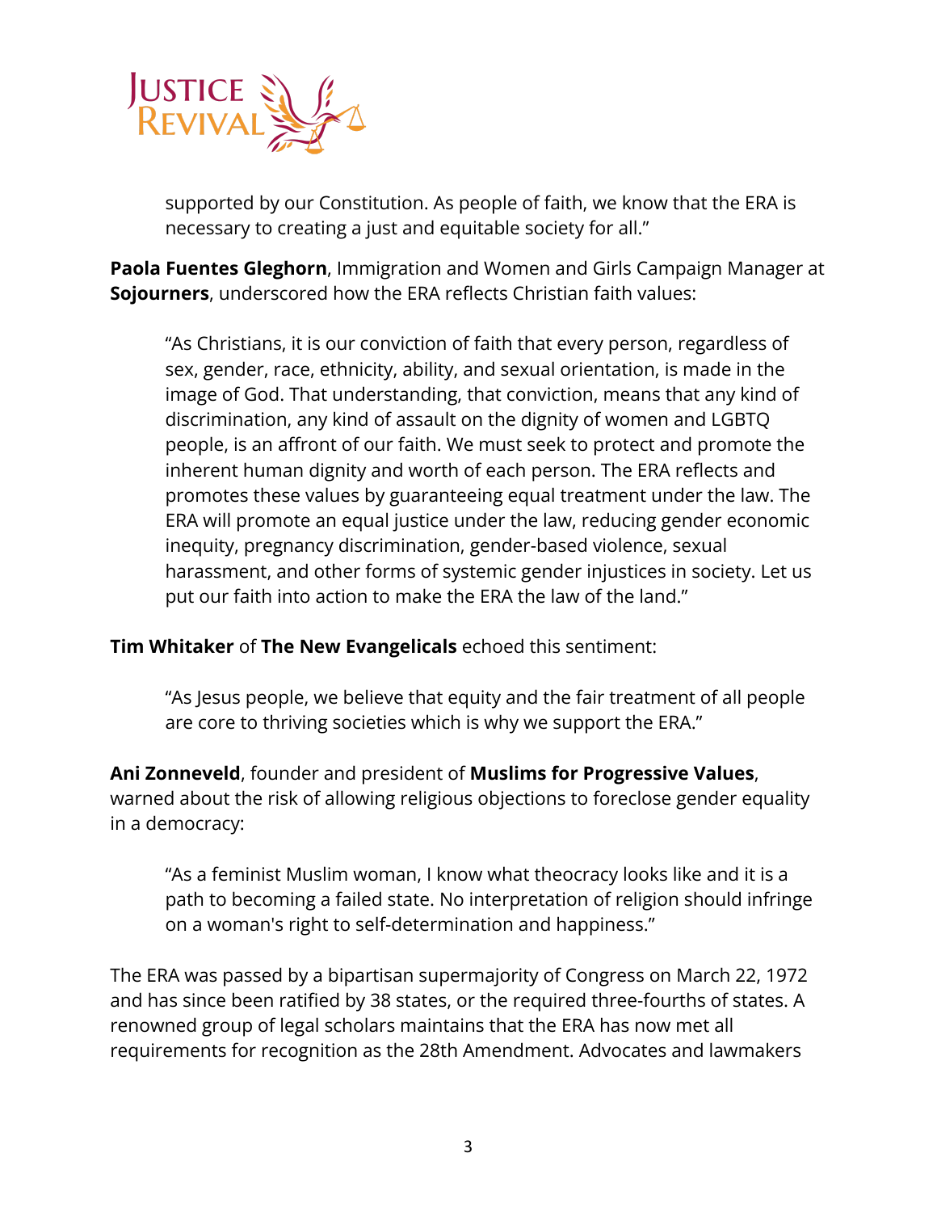> supported by our Constitution. As people of faith, we know that the ERA is necessary to creating a just and equitable society for all."

**Paola Fuentes Gleghorn**, Immigration and Women and Girls Campaign Manager at **Sojourners**, underscored how the ERA reflects Christian faith values:

> "As Christians, it is our conviction of faith that every person, regardless of sex, gender, race, ethnicity, ability, and sexual orientation, is made in the image of God. That understanding, that conviction, means that any kind of discrimination, any kind of assault on the dignity of women and LGBTQ people, is an affront of our faith. We must seek to protect and promote the inherent human dignity and worth of each person. The ERA reflects and promotes these values by guaranteeing equal treatment under the law. The ERA will promote an equal justice under the law, reducing gender economic inequity, pregnancy discrimination, gender-based violence, sexual harassment, and other forms of systemic gender injustices in society. Let us put our faith into action to make the ERA the law of the land."

**Tim Whitaker** of **The New Evangelicals** echoed this sentiment:

> "As Jesus people, we believe that equity and the fair treatment of all people are core to thriving societies which is why we support the ERA."

**Ani Zonneveld**, founder and president of **Muslims for Progressive Values**, warned about the risk of allowing religious objections to foreclose gender equality in a democracy:

> "As a feminist Muslim woman, I know what theocracy looks like and it is a path to becoming a failed state. No interpretation of religion should infringe on a woman's right to self-determination and happiness."

The ERA was passed by a bipartisan supermajority of Congress on March 22, 1972 and has since been ratified by 38 states, or the required three-fourths of states. A renowned group of legal scholars maintains that the ERA has now met all requirements for recognition as the 28th Amendment. Advocates and lawmakers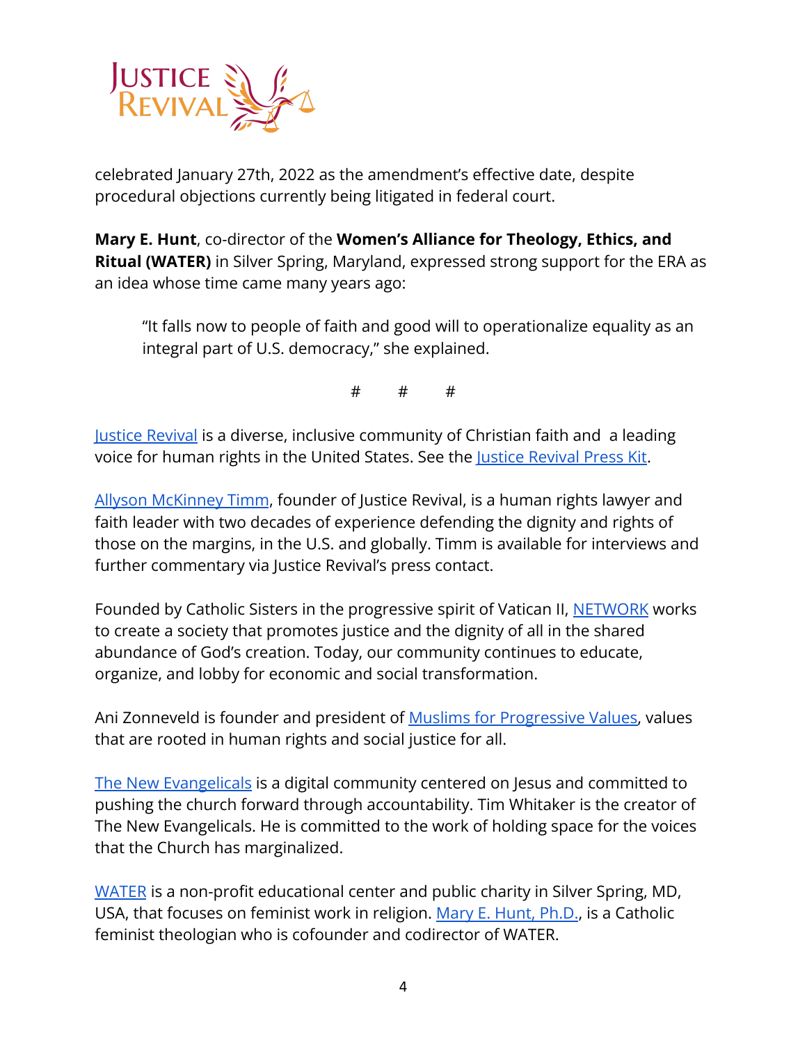celebrated January 27th, 2022 as the amendment's effective date, despite procedural objections currently being litigated in federal court.

**Mary E. Hunt**, co-director of the **Women's Alliance for Theology, Ethics, and Ritual (WATER)** in Silver Spring, Maryland, expressed strong support for the ERA as an idea whose time came many years ago:

> "It falls now to people of faith and good will to operationalize equality as an integral part of U.S. democracy," she explained.

# # #

Justice Revival is a diverse, inclusive community of Christian faith and a leading voice for human rights in the United States. See the Justice Revival Press Kit.

Allyson McKinney Timm, founder of Justice Revival, is a human rights lawyer and faith leader with two decades of experience defending the dignity and rights of those on the margins, in the U.S. and globally. Timm is available for interviews and further commentary via Justice Revival's press contact.

Founded by Catholic Sisters in the progressive spirit of Vatican II, NETWORK works to create a society that promotes justice and the dignity of all in the shared abundance of God's creation. Today, our community continues to educate, organize, and lobby for economic and social transformation.

Ani Zonneveld is founder and president of Muslims for Progressive Values, values that are rooted in human rights and social justice for all.

The New Evangelicals is a digital community centered on Jesus and committed to pushing the church forward through accountability. Tim Whitaker is the creator of The New Evangelicals. He is committed to the work of holding space for the voices that the Church has marginalized.

WATER is a non-profit educational center and public charity in Silver Spring, MD, USA, that focuses on feminist work in religion. Mary E. Hunt, Ph.D., is a Catholic feminist theologian who is cofounder and codirector of WATER.